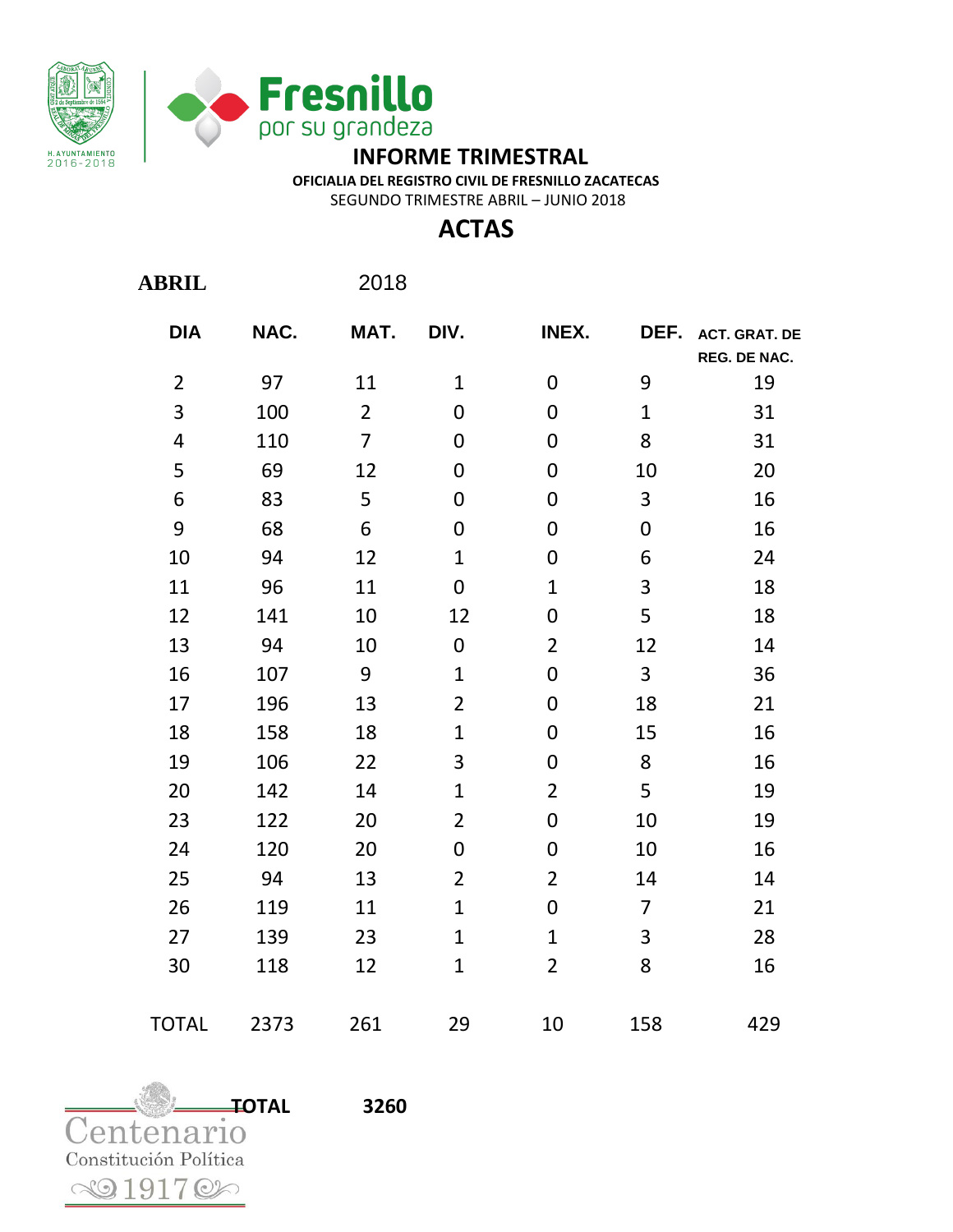Fresnillo
por su grandeza

H. AYUNTAMIENTO 2016-2018

# INFORME TRIMESTRAL

**OFICIALIA DEL REGISTRO CIVIL DE FRESNILLO ZACATECAS**

SEGUNDO TRIMESTRE ABRIL – JUNIO 2018

## ACTAS

**ABRIL** 2018

| DIA | NAC. | MAT. | DIV. | INEX. | DEF. | ACT. GRAT. DE REG. DE NAC. |
|---|---|---|---|---|---|---|
| 2 | 97 | 11 | 1 | 0 | 9 | 19 |
| 3 | 100 | 2 | 0 | 0 | 1 | 31 |
| 4 | 110 | 7 | 0 | 0 | 8 | 31 |
| 5 | 69 | 12 | 0 | 0 | 10 | 20 |
| 6 | 83 | 5 | 0 | 0 | 3 | 16 |
| 9 | 68 | 6 | 0 | 0 | 0 | 16 |
| 10 | 94 | 12 | 1 | 0 | 6 | 24 |
| 11 | 96 | 11 | 0 | 1 | 3 | 18 |
| 12 | 141 | 10 | 12 | 0 | 5 | 18 |
| 13 | 94 | 10 | 0 | 2 | 12 | 14 |
| 16 | 107 | 9 | 1 | 0 | 3 | 36 |
| 17 | 196 | 13 | 2 | 0 | 18 | 21 |
| 18 | 158 | 18 | 1 | 0 | 15 | 16 |
| 19 | 106 | 22 | 3 | 0 | 8 | 16 |
| 20 | 142 | 14 | 1 | 2 | 5 | 19 |
| 23 | 122 | 20 | 2 | 0 | 10 | 19 |
| 24 | 120 | 20 | 0 | 0 | 10 | 16 |
| 25 | 94 | 13 | 2 | 2 | 14 | 14 |
| 26 | 119 | 11 | 1 | 0 | 7 | 21 |
| 27 | 139 | 23 | 1 | 1 | 3 | 28 |
| 30 | 118 | 12 | 1 | 2 | 8 | 16 |
| TOTAL | 2373 | 261 | 29 | 10 | 158 | 429 |

**TOTAL** **3260**

Centenario
Constitución Política
1917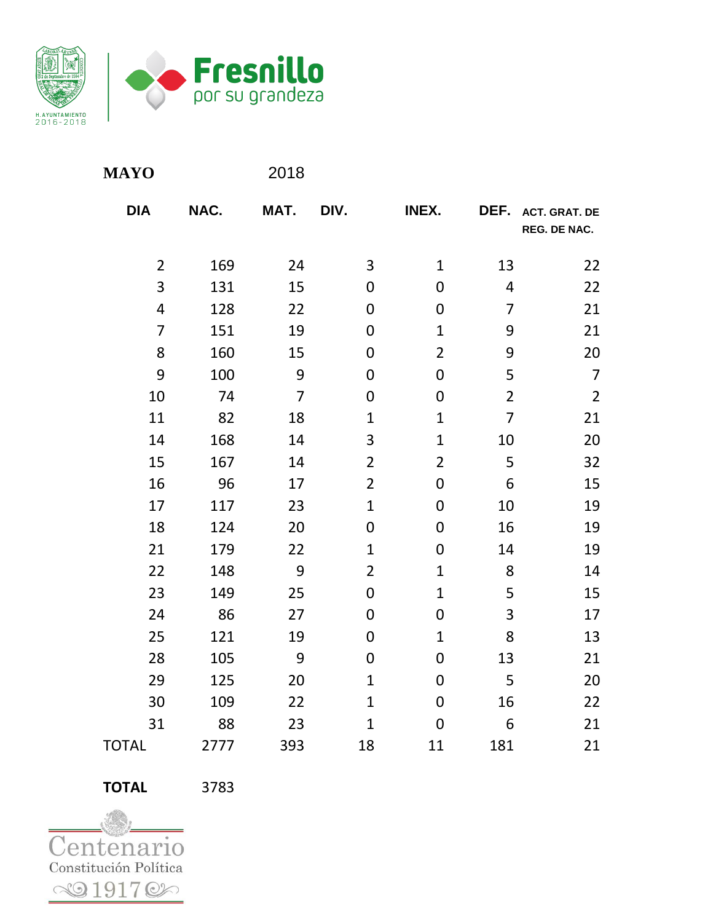**MAYO** 2018

| DIA | NAC. | MAT. | DIV. | INEX. | DEF. | ACT. GRAT. DE REG. DE NAC. |
|---|---|---|---|---|---|---|
| 2 | 169 | 24 | 3 | 1 | 13 | 22 |
| 3 | 131 | 15 | 0 | 0 | 4 | 22 |
| 4 | 128 | 22 | 0 | 0 | 7 | 21 |
| 7 | 151 | 19 | 0 | 1 | 9 | 21 |
| 8 | 160 | 15 | 0 | 2 | 9 | 20 |
| 9 | 100 | 9 | 0 | 0 | 5 | 7 |
| 10 | 74 | 7 | 0 | 0 | 2 | 2 |
| 11 | 82 | 18 | 1 | 1 | 7 | 21 |
| 14 | 168 | 14 | 3 | 1 | 10 | 20 |
| 15 | 167 | 14 | 2 | 2 | 5 | 32 |
| 16 | 96 | 17 | 2 | 0 | 6 | 15 |
| 17 | 117 | 23 | 1 | 0 | 10 | 19 |
| 18 | 124 | 20 | 0 | 0 | 16 | 19 |
| 21 | 179 | 22 | 1 | 0 | 14 | 19 |
| 22 | 148 | 9 | 2 | 1 | 8 | 14 |
| 23 | 149 | 25 | 0 | 1 | 5 | 15 |
| 24 | 86 | 27 | 0 | 0 | 3 | 17 |
| 25 | 121 | 19 | 0 | 1 | 8 | 13 |
| 28 | 105 | 9 | 0 | 0 | 13 | 21 |
| 29 | 125 | 20 | 1 | 0 | 5 | 20 |
| 30 | 109 | 22 | 1 | 0 | 16 | 22 |
| 31 | 88 | 23 | 1 | 0 | 6 | 21 |
| TOTAL | 2777 | 393 | 18 | 11 | 181 | 21 |

**TOTAL** 3783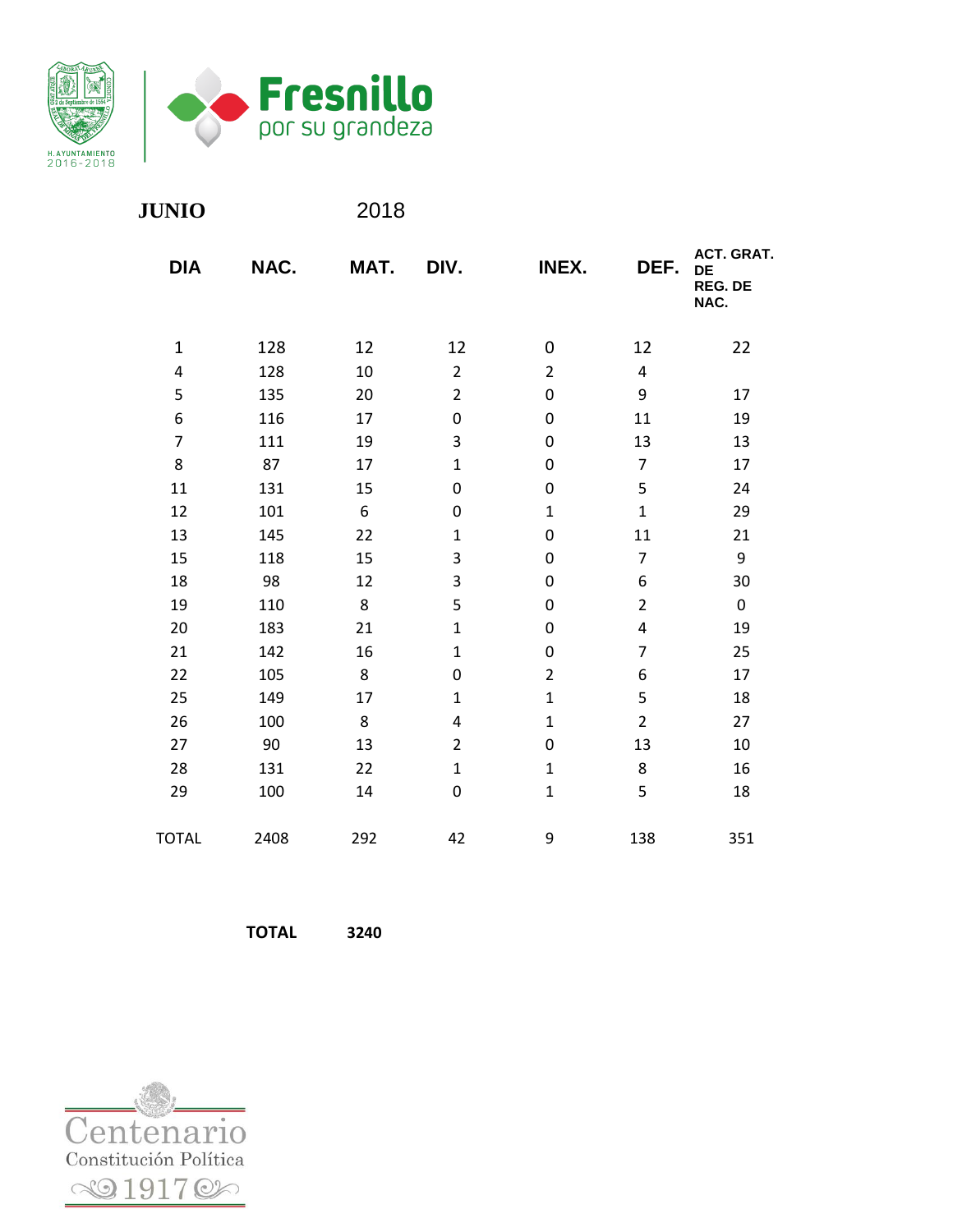**JUNIO** 2018

| DIA | NAC. | MAT. | DIV. | INEX. | DEF. | ACT. GRAT. DE REG. DE NAC. |
|---|---|---|---|---|---|---|
| 1 | 128 | 12 | 12 | 0 | 12 | 22 |
| 4 | 128 | 10 | 2 | 2 | 4 | |
| 5 | 135 | 20 | 2 | 0 | 9 | 17 |
| 6 | 116 | 17 | 0 | 0 | 11 | 19 |
| 7 | 111 | 19 | 3 | 0 | 13 | 13 |
| 8 | 87 | 17 | 1 | 0 | 7 | 17 |
| 11 | 131 | 15 | 0 | 0 | 5 | 24 |
| 12 | 101 | 6 | 0 | 1 | 1 | 29 |
| 13 | 145 | 22 | 1 | 0 | 11 | 21 |
| 15 | 118 | 15 | 3 | 0 | 7 | 9 |
| 18 | 98 | 12 | 3 | 0 | 6 | 30 |
| 19 | 110 | 8 | 5 | 0 | 2 | 0 |
| 20 | 183 | 21 | 1 | 0 | 4 | 19 |
| 21 | 142 | 16 | 1 | 0 | 7 | 25 |
| 22 | 105 | 8 | 0 | 2 | 6 | 17 |
| 25 | 149 | 17 | 1 | 1 | 5 | 18 |
| 26 | 100 | 8 | 4 | 1 | 2 | 27 |
| 27 | 90 | 13 | 2 | 0 | 13 | 10 |
| 28 | 131 | 22 | 1 | 1 | 8 | 16 |
| 29 | 100 | 14 | 0 | 1 | 5 | 18 |
| TOTAL | 2408 | 292 | 42 | 9 | 138 | 351 |

**TOTAL** **3240**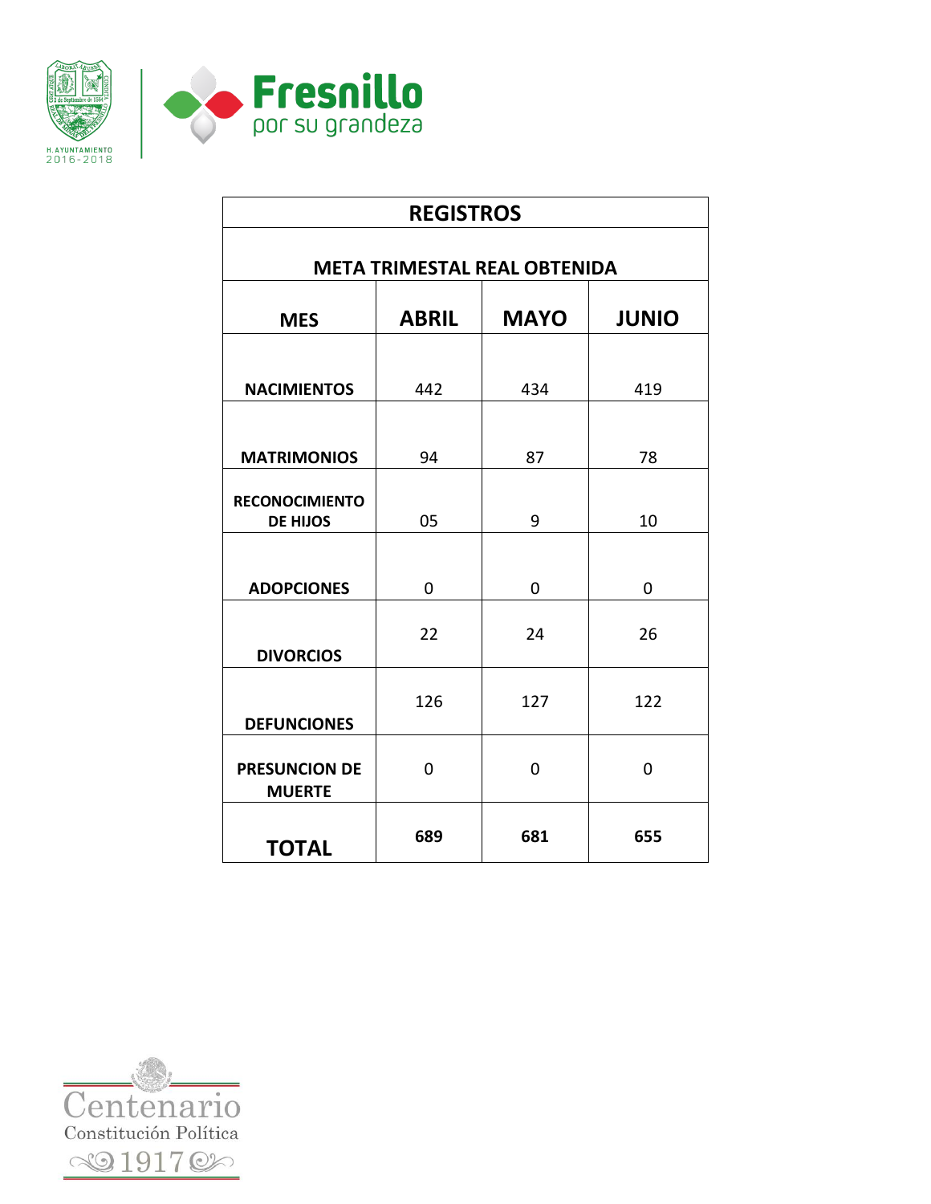| REGISTROS | | | |
|---|---|---|---|
| **META TRIMESTAL REAL OBTENIDA** | | | |
| **MES** | **ABRIL** | **MAYO** | **JUNIO** |
| **NACIMIENTOS** | 442 | 434 | 419 |
| **MATRIMONIOS** | 94 | 87 | 78 |
| **RECONOCIMIENTO DE HIJOS** | 05 | 9 | 10 |
| **ADOPCIONES** | 0 | 0 | 0 |
| **DIVORCIOS** | 22 | 24 | 26 |
| **DEFUNCIONES** | 126 | 127 | 122 |
| **PRESUNCION DE MUERTE** | 0 | 0 | 0 |
| **TOTAL** | **689** | **681** | **655** |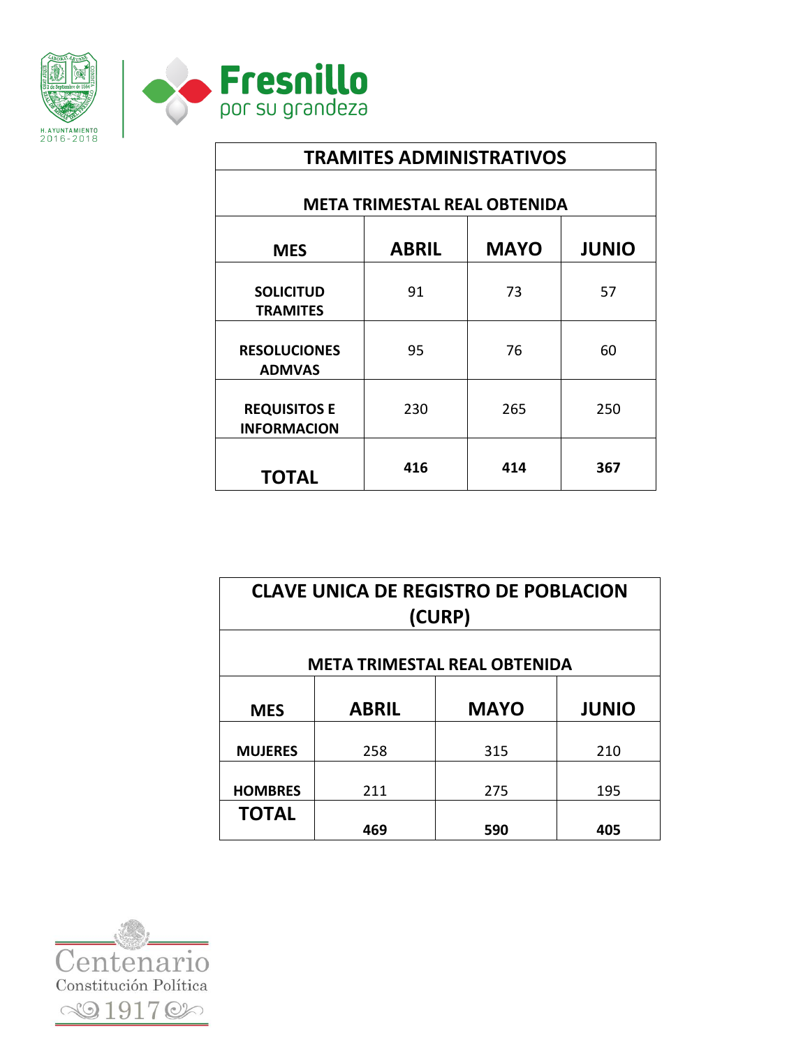| TRAMITES ADMINISTRATIVOS | | | |
|---|---|---|---|
| META TRIMESTAL REAL OBTENIDA | | | |
| **MES** | **ABRIL** | **MAYO** | **JUNIO** |
| **SOLICITUD TRAMITES** | 91 | 73 | 57 |
| **RESOLUCIONES ADMVAS** | 95 | 76 | 60 |
| **REQUISITOS E INFORMACION** | 230 | 265 | 250 |
| **TOTAL** | **416** | **414** | **367** |

| CLAVE UNICA DE REGISTRO DE POBLACION (CURP) | | | |
|---|---|---|---|
| META TRIMESTAL REAL OBTENIDA | | | |
| **MES** | **ABRIL** | **MAYO** | **JUNIO** |
| **MUJERES** | 258 | 315 | 210 |
| **HOMBRES** | 211 | 275 | 195 |
| **TOTAL** | **469** | **590** | **405** |